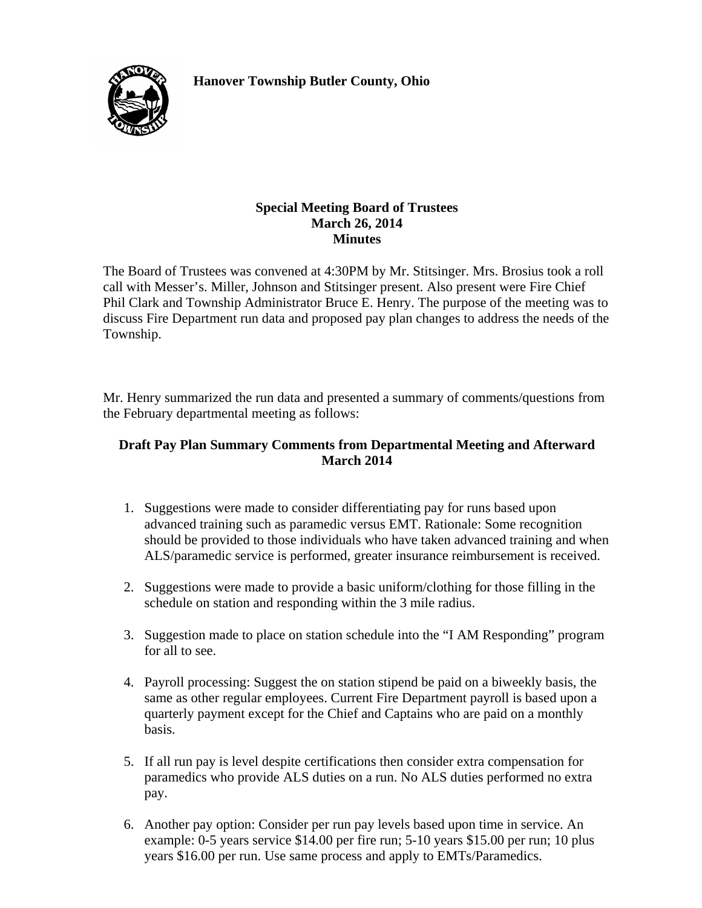**Hanover Township Butler County, Ohio**

**Special Meeting Board of Trustees**
**March 26, 2014**
**Minutes**

The Board of Trustees was convened at 4:30PM by Mr. Stitsinger. Mrs. Brosius took a roll call with Messer's. Miller, Johnson and Stitsinger present. Also present were Fire Chief Phil Clark and Township Administrator Bruce E. Henry. The purpose of the meeting was to discuss Fire Department run data and proposed pay plan changes to address the needs of the Township.

Mr. Henry summarized the run data and presented a summary of comments/questions from the February departmental meeting as follows:

**Draft Pay Plan Summary Comments from Departmental Meeting and Afterward March 2014**

1. Suggestions were made to consider differentiating pay for runs based upon advanced training such as paramedic versus EMT. Rationale: Some recognition should be provided to those individuals who have taken advanced training and when ALS/paramedic service is performed, greater insurance reimbursement is received.

2. Suggestions were made to provide a basic uniform/clothing for those filling in the schedule on station and responding within the 3 mile radius.

3. Suggestion made to place on station schedule into the "I AM Responding" program for all to see.

4. Payroll processing: Suggest the on station stipend be paid on a biweekly basis, the same as other regular employees. Current Fire Department payroll is based upon a quarterly payment except for the Chief and Captains who are paid on a monthly basis.

5. If all run pay is level despite certifications then consider extra compensation for paramedics who provide ALS duties on a run. No ALS duties performed no extra pay.

6. Another pay option: Consider per run pay levels based upon time in service. An example: 0-5 years service $14.00 per fire run; 5-10 years $15.00 per run; 10 plus years $16.00 per run. Use same process and apply to EMTs/Paramedics.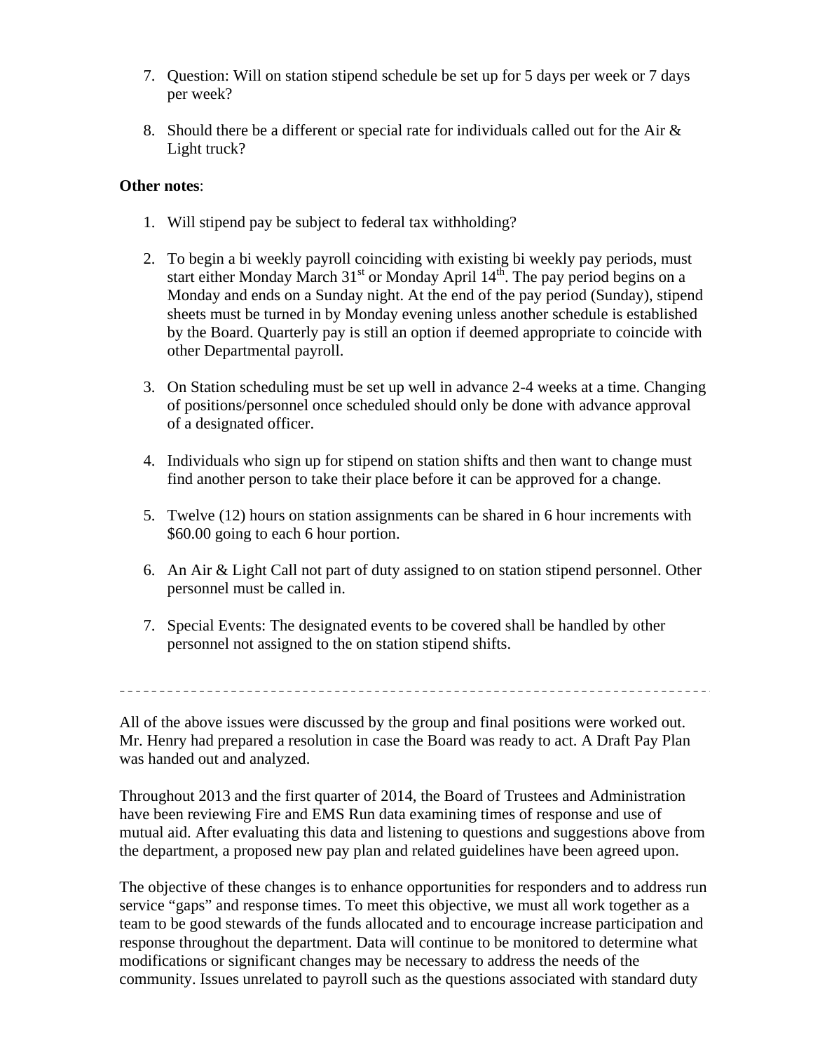7. Question: Will on station stipend schedule be set up for 5 days per week or 7 days per week?

8. Should there be a different or special rate for individuals called out for the Air & Light truck?

**Other notes**:

1. Will stipend pay be subject to federal tax withholding?

2. To begin a bi weekly payroll coinciding with existing bi weekly pay periods, must start either Monday March 31st or Monday April 14th. The pay period begins on a Monday and ends on a Sunday night. At the end of the pay period (Sunday), stipend sheets must be turned in by Monday evening unless another schedule is established by the Board. Quarterly pay is still an option if deemed appropriate to coincide with other Departmental payroll.

3. On Station scheduling must be set up well in advance 2-4 weeks at a time. Changing of positions/personnel once scheduled should only be done with advance approval of a designated officer.

4. Individuals who sign up for stipend on station shifts and then want to change must find another person to take their place before it can be approved for a change.

5. Twelve (12) hours on station assignments can be shared in 6 hour increments with $60.00 going to each 6 hour portion.

6. An Air & Light Call not part of duty assigned to on station stipend personnel. Other personnel must be called in.

7. Special Events: The designated events to be covered shall be handled by other personnel not assigned to the on station stipend shifts.

---

All of the above issues were discussed by the group and final positions were worked out. Mr. Henry had prepared a resolution in case the Board was ready to act. A Draft Pay Plan was handed out and analyzed.

Throughout 2013 and the first quarter of 2014, the Board of Trustees and Administration have been reviewing Fire and EMS Run data examining times of response and use of mutual aid. After evaluating this data and listening to questions and suggestions above from the department, a proposed new pay plan and related guidelines have been agreed upon.

The objective of these changes is to enhance opportunities for responders and to address run service "gaps" and response times. To meet this objective, we must all work together as a team to be good stewards of the funds allocated and to encourage increase participation and response throughout the department. Data will continue to be monitored to determine what modifications or significant changes may be necessary to address the needs of the community. Issues unrelated to payroll such as the questions associated with standard duty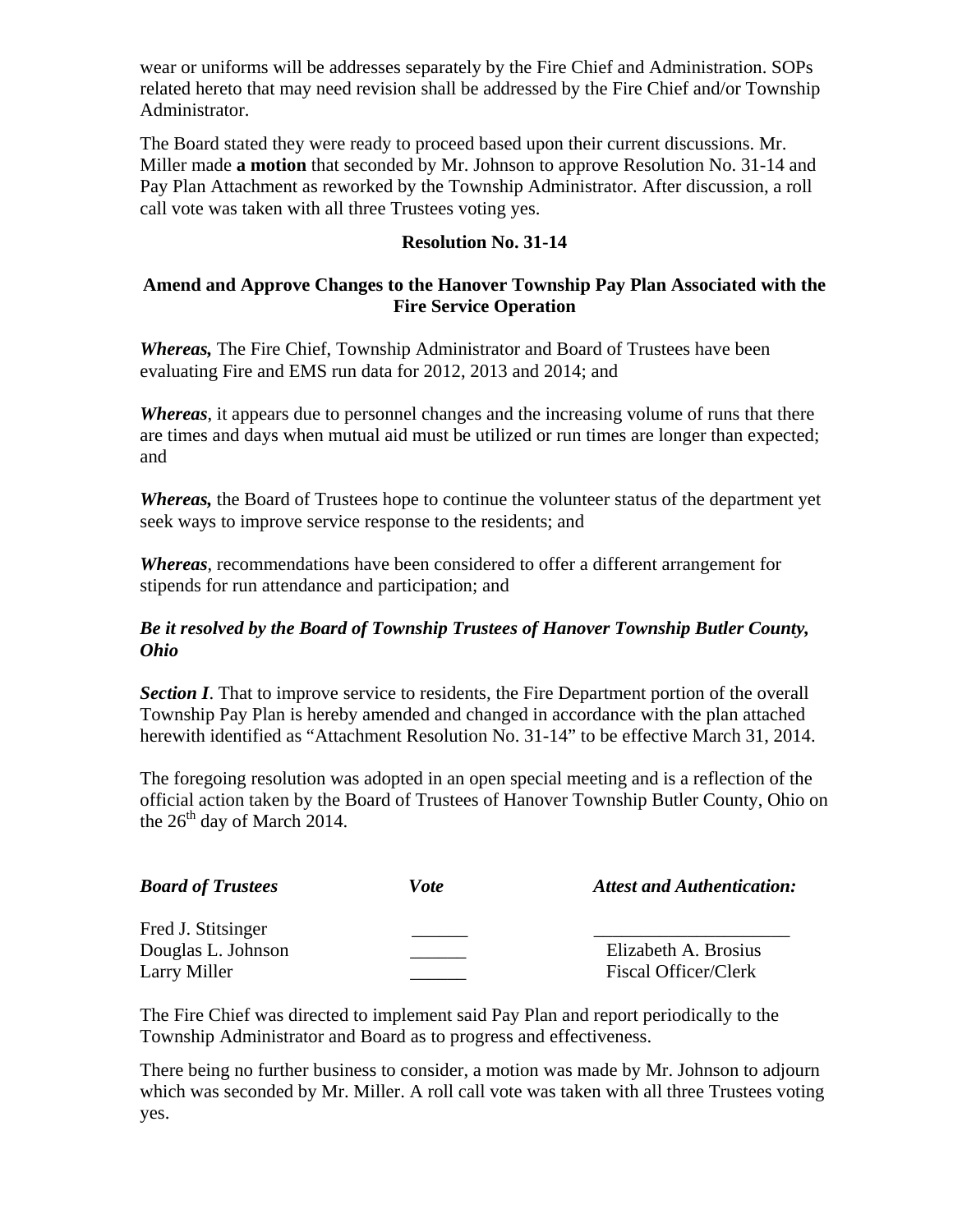wear or uniforms will be addresses separately by the Fire Chief and Administration. SOPs related hereto that may need revision shall be addressed by the Fire Chief and/or Township Administrator.

The Board stated they were ready to proceed based upon their current discussions. Mr. Miller made **a motion** that seconded by Mr. Johnson to approve Resolution No. 31-14 and Pay Plan Attachment as reworked by the Township Administrator. After discussion, a roll call vote was taken with all three Trustees voting yes.

**Resolution No. 31-14**

**Amend and Approve Changes to the Hanover Township Pay Plan Associated with the Fire Service Operation**

***Whereas,*** The Fire Chief, Township Administrator and Board of Trustees have been evaluating Fire and EMS run data for 2012, 2013 and 2014; and

***Whereas***, it appears due to personnel changes and the increasing volume of runs that there are times and days when mutual aid must be utilized or run times are longer than expected; and

***Whereas,*** the Board of Trustees hope to continue the volunteer status of the department yet seek ways to improve service response to the residents; and

***Whereas***, recommendations have been considered to offer a different arrangement for stipends for run attendance and participation; and

***Be it resolved by the Board of Township Trustees of Hanover Township Butler County, Ohio***

***Section I***. That to improve service to residents, the Fire Department portion of the overall Township Pay Plan is hereby amended and changed in accordance with the plan attached herewith identified as "Attachment Resolution No. 31-14" to be effective March 31, 2014.

The foregoing resolution was adopted in an open special meeting and is a reflection of the official action taken by the Board of Trustees of Hanover Township Butler County, Ohio on the 26th day of March 2014.

| *Board of Trustees* | *Vote* | *Attest and Authentication:* |
|---|---|---|
| Fred J. Stitsinger | ______ | _____________________ |
| Douglas L. Johnson | ______ | Elizabeth A. Brosius |
| Larry Miller | ______ | Fiscal Officer/Clerk |

The Fire Chief was directed to implement said Pay Plan and report periodically to the Township Administrator and Board as to progress and effectiveness.

There being no further business to consider, a motion was made by Mr. Johnson to adjourn which was seconded by Mr. Miller. A roll call vote was taken with all three Trustees voting yes.